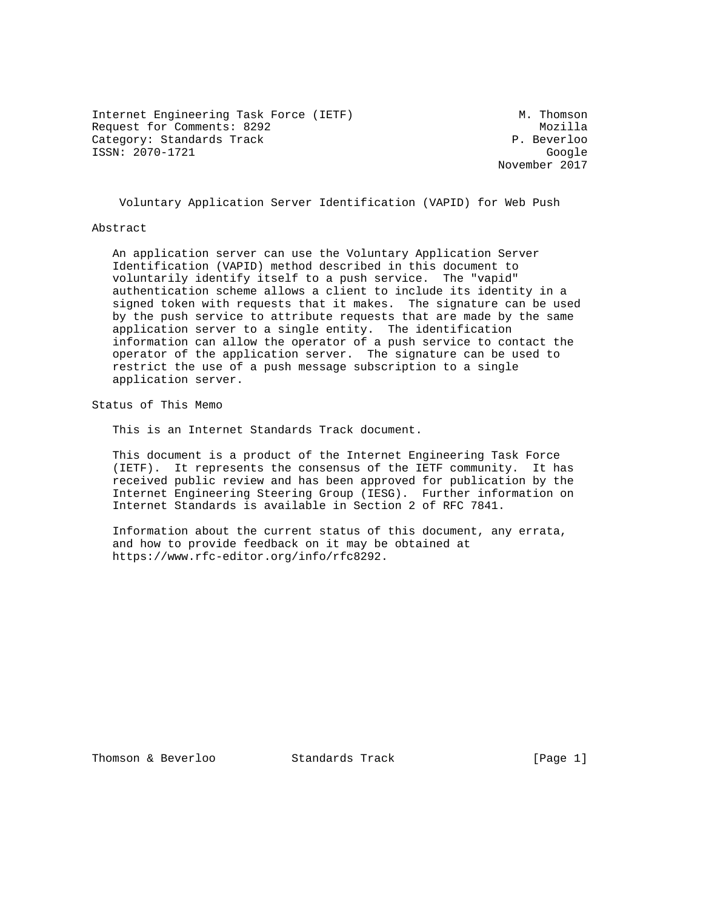Internet Engineering Task Force (IETF) M. Thomson
Request for Comments: 8292 Mozilla
Category: Standards Track P. Beverloo
ISSN: 2070-1721 Google
November 2017

# Voluntary Application Server Identification (VAPID) for Web Push

## Abstract

An application server can use the Voluntary Application Server Identification (VAPID) method described in this document to voluntarily identify itself to a push service. The "vapid" authentication scheme allows a client to include its identity in a signed token with requests that it makes. The signature can be used by the push service to attribute requests that are made by the same application server to a single entity. The identification information can allow the operator of a push service to contact the operator of the application server. The signature can be used to restrict the use of a push message subscription to a single application server.

## Status of This Memo

This is an Internet Standards Track document.

This document is a product of the Internet Engineering Task Force (IETF). It represents the consensus of the IETF community. It has received public review and has been approved for publication by the Internet Engineering Steering Group (IESG). Further information on Internet Standards is available in Section 2 of RFC 7841.

Information about the current status of this document, any errata, and how to provide feedback on it may be obtained at https://www.rfc-editor.org/info/rfc8292.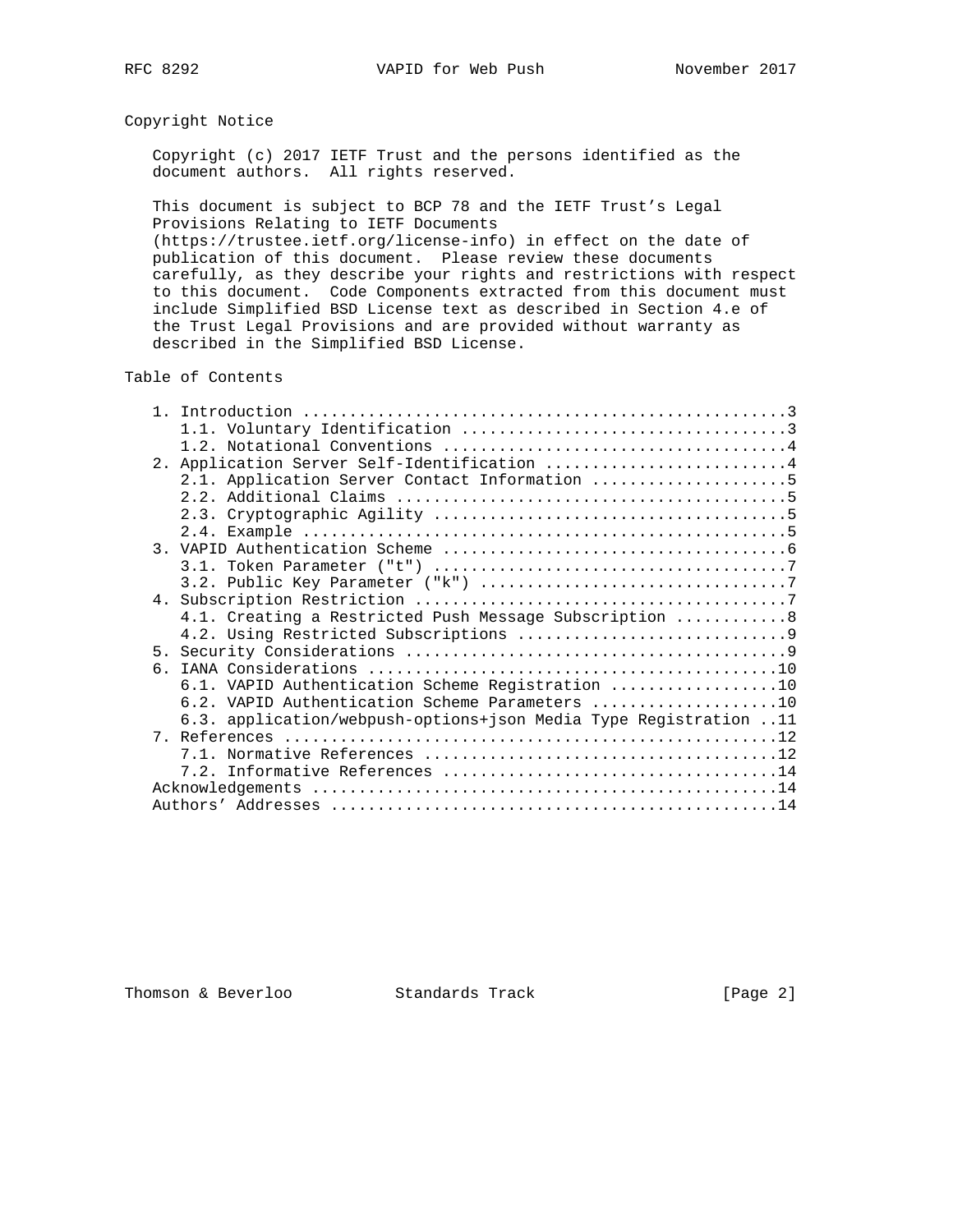## Copyright Notice

Copyright (c) 2017 IETF Trust and the persons identified as the document authors. All rights reserved.

This document is subject to BCP 78 and the IETF Trust's Legal Provisions Relating to IETF Documents (https://trustee.ietf.org/license-info) in effect on the date of publication of this document. Please review these documents carefully, as they describe your rights and restrictions with respect to this document. Code Components extracted from this document must include Simplified BSD License text as described in Section 4.e of the Trust Legal Provisions and are provided without warranty as described in the Simplified BSD License.

## Table of Contents

```
   1. Introduction ....................................................3
      1.1. Voluntary Identification ...................................3
      1.2. Notational Conventions .....................................4
   2. Application Server Self-Identification ..........................4
      2.1. Application Server Contact Information .....................5
      2.2. Additional Claims ..........................................5
      2.3. Cryptographic Agility ......................................5
      2.4. Example ....................................................5
   3. VAPID Authentication Scheme .....................................6
      3.1. Token Parameter ("t") ......................................7
      3.2. Public Key Parameter ("k") .................................7
   4. Subscription Restriction ........................................7
      4.1. Creating a Restricted Push Message Subscription ............8
      4.2. Using Restricted Subscriptions .............................9
   5. Security Considerations .........................................9
   6. IANA Considerations ............................................10
      6.1. VAPID Authentication Scheme Registration ..................10
      6.2. VAPID Authentication Scheme Parameters ....................10
      6.3. application/webpush-options+json Media Type Registration ..11
   7. References .....................................................12
      7.1. Normative References ......................................12
      7.2. Informative References ....................................14
   Acknowledgements ..................................................14
   Authors' Addresses ................................................14
```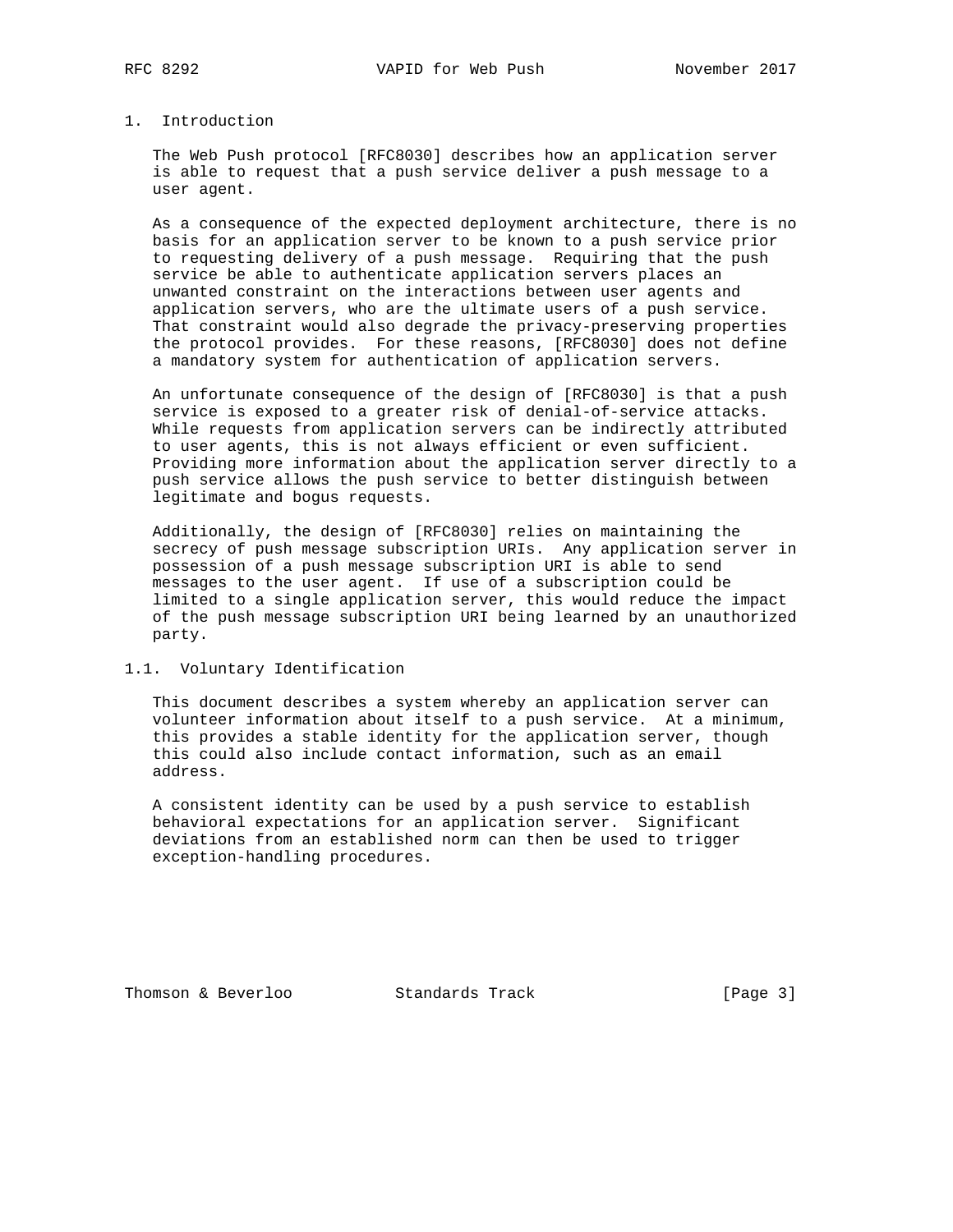# 1. Introduction

The Web Push protocol [RFC8030] describes how an application server is able to request that a push service deliver a push message to a user agent.

As a consequence of the expected deployment architecture, there is no basis for an application server to be known to a push service prior to requesting delivery of a push message. Requiring that the push service be able to authenticate application servers places an unwanted constraint on the interactions between user agents and application servers, who are the ultimate users of a push service. That constraint would also degrade the privacy-preserving properties the protocol provides. For these reasons, [RFC8030] does not define a mandatory system for authentication of application servers.

An unfortunate consequence of the design of [RFC8030] is that a push service is exposed to a greater risk of denial-of-service attacks. While requests from application servers can be indirectly attributed to user agents, this is not always efficient or even sufficient. Providing more information about the application server directly to a push service allows the push service to better distinguish between legitimate and bogus requests.

Additionally, the design of [RFC8030] relies on maintaining the secrecy of push message subscription URIs. Any application server in possession of a push message subscription URI is able to send messages to the user agent. If use of a subscription could be limited to a single application server, this would reduce the impact of the push message subscription URI being learned by an unauthorized party.

## 1.1. Voluntary Identification

This document describes a system whereby an application server can volunteer information about itself to a push service. At a minimum, this provides a stable identity for the application server, though this could also include contact information, such as an email address.

A consistent identity can be used by a push service to establish behavioral expectations for an application server. Significant deviations from an established norm can then be used to trigger exception-handling procedures.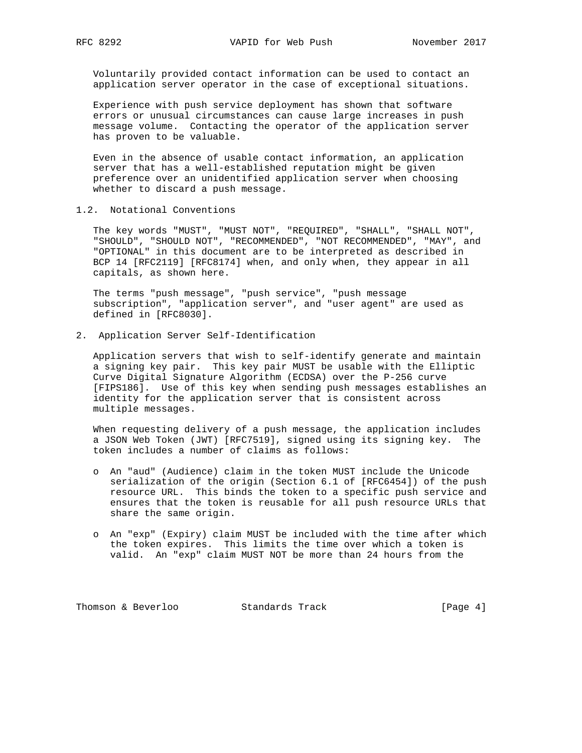Voluntarily provided contact information can be used to contact an application server operator in the case of exceptional situations.

Experience with push service deployment has shown that software errors or unusual circumstances can cause large increases in push message volume. Contacting the operator of the application server has proven to be valuable.

Even in the absence of usable contact information, an application server that has a well-established reputation might be given preference over an unidentified application server when choosing whether to discard a push message.

### 1.2. Notational Conventions

The key words "MUST", "MUST NOT", "REQUIRED", "SHALL", "SHALL NOT", "SHOULD", "SHOULD NOT", "RECOMMENDED", "NOT RECOMMENDED", "MAY", and "OPTIONAL" in this document are to be interpreted as described in BCP 14 [RFC2119] [RFC8174] when, and only when, they appear in all capitals, as shown here.

The terms "push message", "push service", "push message subscription", "application server", and "user agent" are used as defined in [RFC8030].

## 2. Application Server Self-Identification

Application servers that wish to self-identify generate and maintain a signing key pair. This key pair MUST be usable with the Elliptic Curve Digital Signature Algorithm (ECDSA) over the P-256 curve [FIPS186]. Use of this key when sending push messages establishes an identity for the application server that is consistent across multiple messages.

When requesting delivery of a push message, the application includes a JSON Web Token (JWT) [RFC7519], signed using its signing key. The token includes a number of claims as follows:

- An "aud" (Audience) claim in the token MUST include the Unicode serialization of the origin (Section 6.1 of [RFC6454]) of the push resource URL. This binds the token to a specific push service and ensures that the token is reusable for all push resource URLs that share the same origin.

- An "exp" (Expiry) claim MUST be included with the time after which the token expires. This limits the time over which a token is valid. An "exp" claim MUST NOT be more than 24 hours from the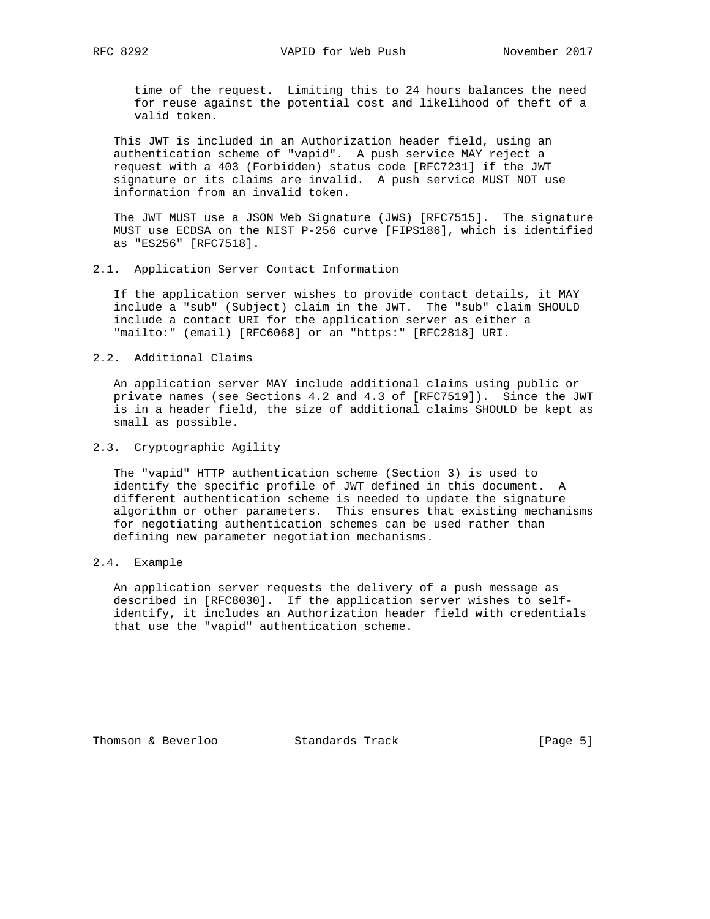time of the request. Limiting this to 24 hours balances the need for reuse against the potential cost and likelihood of theft of a valid token.

This JWT is included in an Authorization header field, using an authentication scheme of "vapid". A push service MAY reject a request with a 403 (Forbidden) status code [RFC7231] if the JWT signature or its claims are invalid. A push service MUST NOT use information from an invalid token.

The JWT MUST use a JSON Web Signature (JWS) [RFC7515]. The signature MUST use ECDSA on the NIST P-256 curve [FIPS186], which is identified as "ES256" [RFC7518].

### 2.1. Application Server Contact Information

If the application server wishes to provide contact details, it MAY include a "sub" (Subject) claim in the JWT. The "sub" claim SHOULD include a contact URI for the application server as either a "mailto:" (email) [RFC6068] or an "https:" [RFC2818] URI.

### 2.2. Additional Claims

An application server MAY include additional claims using public or private names (see Sections 4.2 and 4.3 of [RFC7519]). Since the JWT is in a header field, the size of additional claims SHOULD be kept as small as possible.

### 2.3. Cryptographic Agility

The "vapid" HTTP authentication scheme (Section 3) is used to identify the specific profile of JWT defined in this document. A different authentication scheme is needed to update the signature algorithm or other parameters. This ensures that existing mechanisms for negotiating authentication schemes can be used rather than defining new parameter negotiation mechanisms.

### 2.4. Example

An application server requests the delivery of a push message as described in [RFC8030]. If the application server wishes to self-identify, it includes an Authorization header field with credentials that use the "vapid" authentication scheme.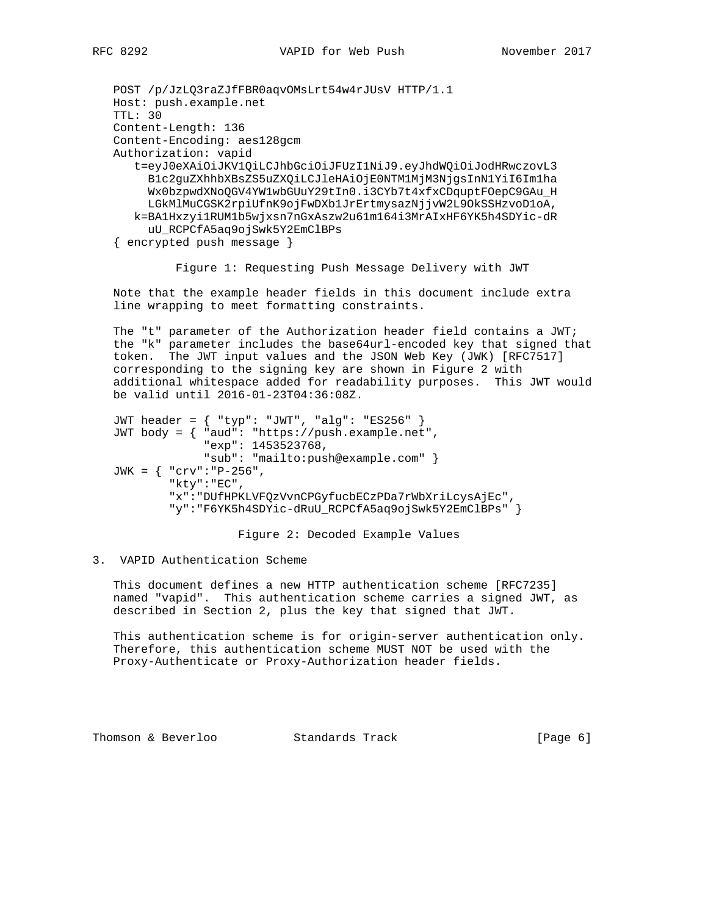```
POST /p/JzLQ3raZJfFBR0aqvOMsLrt54w4rJUsV HTTP/1.1
Host: push.example.net
TTL: 30
Content-Length: 136
Content-Encoding: aes128gcm
Authorization: vapid
   t=eyJ0eXAiOiJKV1QiLCJhbGciOiJFUzI1NiJ9.eyJhdWQiOiJodHRwczovL3
     B1c2guZXhhbXBsZS5uZXQiLCJleHAiOjE0NTM1MjM3NjgsInN1YiI6Im1ha
     Wx0bzpwdXNoQGV4YW1wbGUuY29tIn0.i3CYb7t4xfxCDquptFOepC9GAu_H
     LGkMlMuCGSK2rpiUfnK9ojFwDXb1JrErtmysazNjjvW2L9OkSSHzvoD1oA,
   k=BA1Hxzyi1RUM1b5wjxsn7nGxAszw2u61m164i3MrAIxHF6YK5h4SDYic-dR
     uU_RCPCfA5aq9ojSwk5Y2EmClBPs
{ encrypted push message }
```

Figure 1: Requesting Push Message Delivery with JWT

Note that the example header fields in this document include extra line wrapping to meet formatting constraints.

The "t" parameter of the Authorization header field contains a JWT; the "k" parameter includes the base64url-encoded key that signed that token. The JWT input values and the JSON Web Key (JWK) [RFC7517] corresponding to the signing key are shown in Figure 2 with additional whitespace added for readability purposes. This JWT would be valid until 2016-01-23T04:36:08Z.

```
JWT header = { "typ": "JWT", "alg": "ES256" }
JWT body = { "aud": "https://push.example.net",
             "exp": 1453523768,
             "sub": "mailto:push@example.com" }
JWK = { "crv":"P-256",
        "kty":"EC",
        "x":"DUfHPKLVFQzVvnCPGyfucbECzPDa7rWbXriLcysAjEc",
        "y":"F6YK5h4SDYic-dRuU_RCPCfA5aq9ojSwk5Y2EmClBPs" }
```

Figure 2: Decoded Example Values

## 3. VAPID Authentication Scheme

This document defines a new HTTP authentication scheme [RFC7235] named "vapid". This authentication scheme carries a signed JWT, as described in Section 2, plus the key that signed that JWT.

This authentication scheme is for origin-server authentication only. Therefore, this authentication scheme MUST NOT be used with the Proxy-Authenticate or Proxy-Authorization header fields.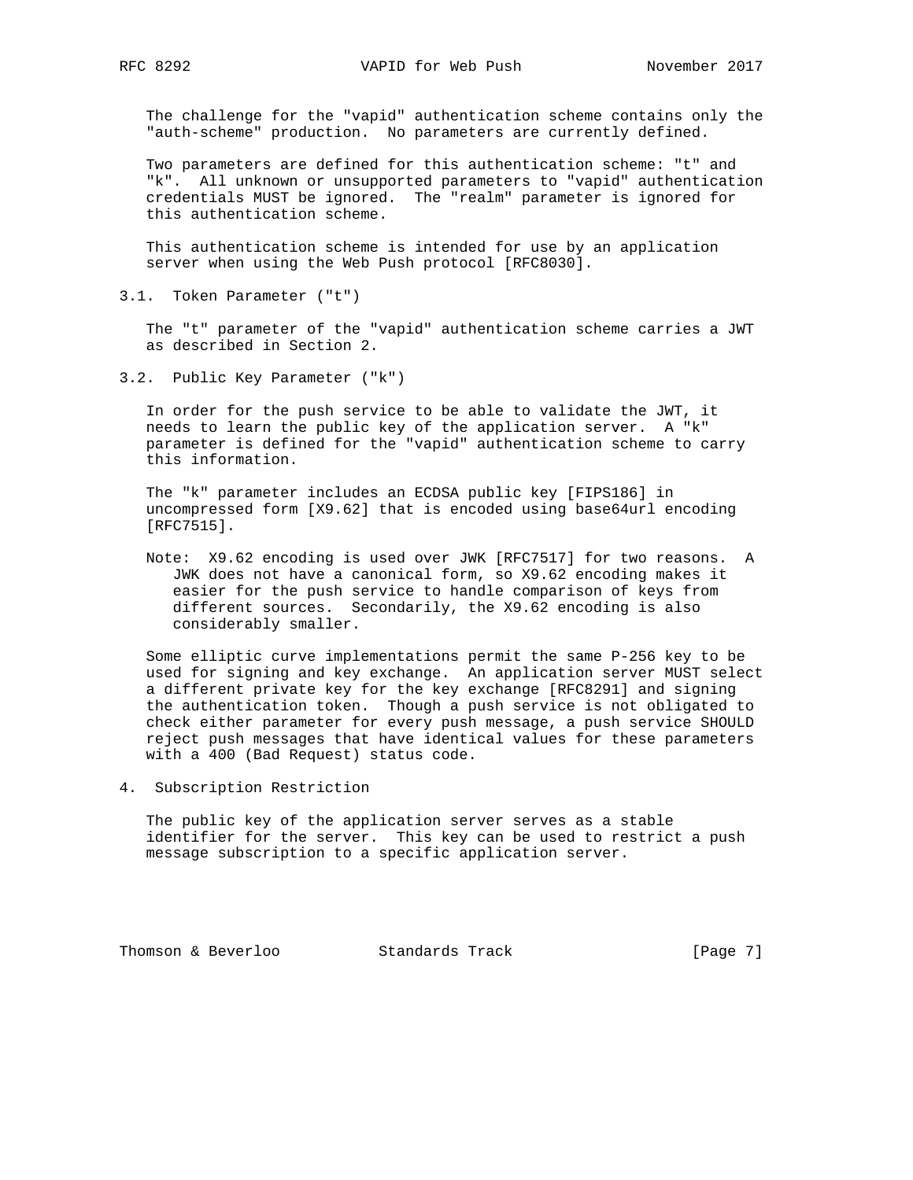The challenge for the "vapid" authentication scheme contains only the "auth-scheme" production. No parameters are currently defined.

Two parameters are defined for this authentication scheme: "t" and "k". All unknown or unsupported parameters to "vapid" authentication credentials MUST be ignored. The "realm" parameter is ignored for this authentication scheme.

This authentication scheme is intended for use by an application server when using the Web Push protocol [RFC8030].

### 3.1. Token Parameter ("t")

The "t" parameter of the "vapid" authentication scheme carries a JWT as described in Section 2.

### 3.2. Public Key Parameter ("k")

In order for the push service to be able to validate the JWT, it needs to learn the public key of the application server. A "k" parameter is defined for the "vapid" authentication scheme to carry this information.

The "k" parameter includes an ECDSA public key [FIPS186] in uncompressed form [X9.62] that is encoded using base64url encoding [RFC7515].

Note: X9.62 encoding is used over JWK [RFC7517] for two reasons. A JWK does not have a canonical form, so X9.62 encoding makes it easier for the push service to handle comparison of keys from different sources. Secondarily, the X9.62 encoding is also considerably smaller.

Some elliptic curve implementations permit the same P-256 key to be used for signing and key exchange. An application server MUST select a different private key for the key exchange [RFC8291] and signing the authentication token. Though a push service is not obligated to check either parameter for every push message, a push service SHOULD reject push messages that have identical values for these parameters with a 400 (Bad Request) status code.

## 4. Subscription Restriction

The public key of the application server serves as a stable identifier for the server. This key can be used to restrict a push message subscription to a specific application server.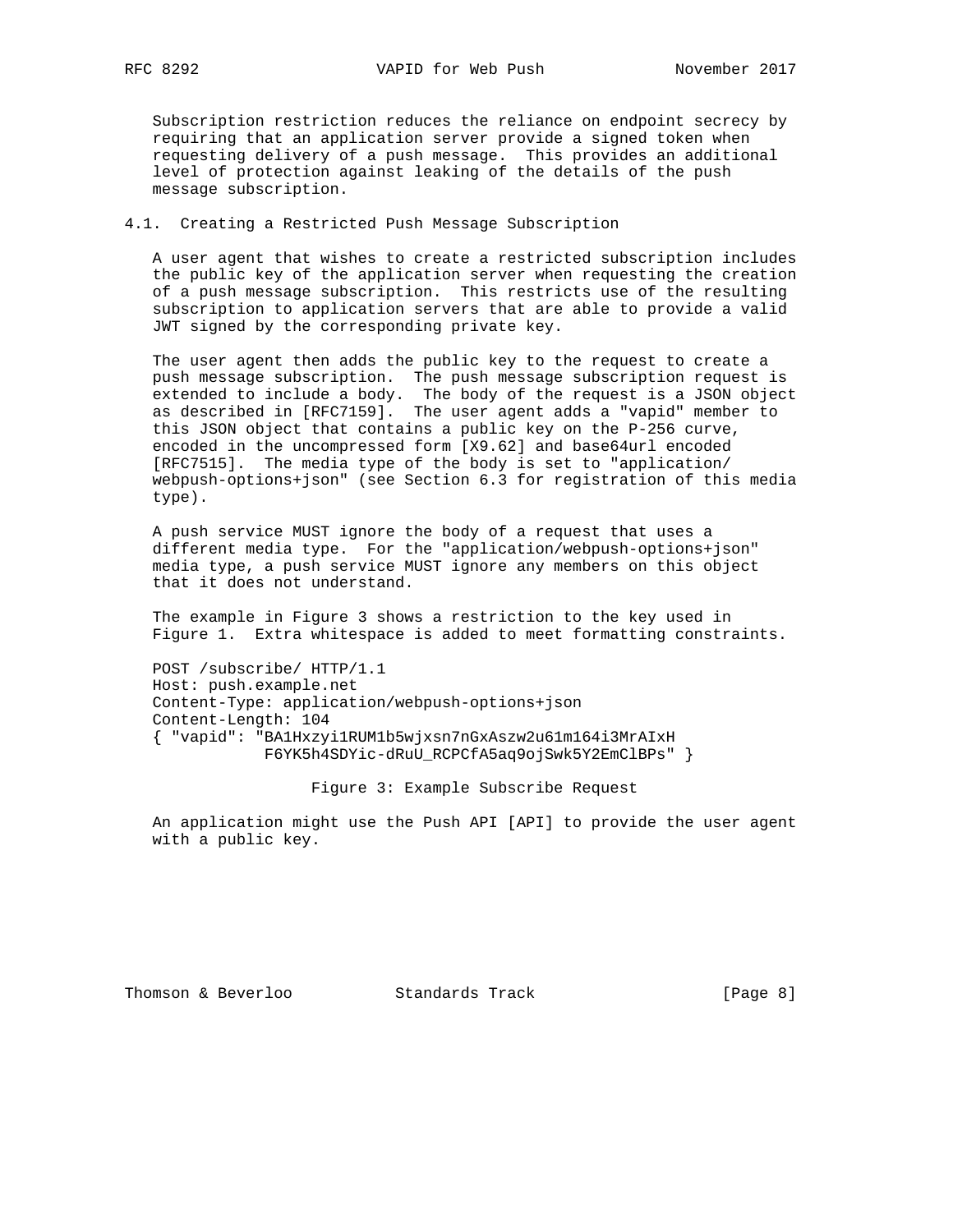Subscription restriction reduces the reliance on endpoint secrecy by requiring that an application server provide a signed token when requesting delivery of a push message. This provides an additional level of protection against leaking of the details of the push message subscription.

## 4.1. Creating a Restricted Push Message Subscription

A user agent that wishes to create a restricted subscription includes the public key of the application server when requesting the creation of a push message subscription. This restricts use of the resulting subscription to application servers that are able to provide a valid JWT signed by the corresponding private key.

The user agent then adds the public key to the request to create a push message subscription. The push message subscription request is extended to include a body. The body of the request is a JSON object as described in [RFC7159]. The user agent adds a "vapid" member to this JSON object that contains a public key on the P-256 curve, encoded in the uncompressed form [X9.62] and base64url encoded [RFC7515]. The media type of the body is set to "application/webpush-options+json" (see Section 6.3 for registration of this media type).

A push service MUST ignore the body of a request that uses a different media type. For the "application/webpush-options+json" media type, a push service MUST ignore any members on this object that it does not understand.

The example in Figure 3 shows a restriction to the key used in Figure 1. Extra whitespace is added to meet formatting constraints.

```
POST /subscribe/ HTTP/1.1
Host: push.example.net
Content-Type: application/webpush-options+json
Content-Length: 104
{ "vapid": "BA1Hxzyi1RUM1b5wjxsn7nGxAszw2u61m164i3MrAIxH
            F6YK5h4SDYic-dRuU_RCPCfA5aq9ojSwk5Y2EmClBPs" }
```

Figure 3: Example Subscribe Request

An application might use the Push API [API] to provide the user agent with a public key.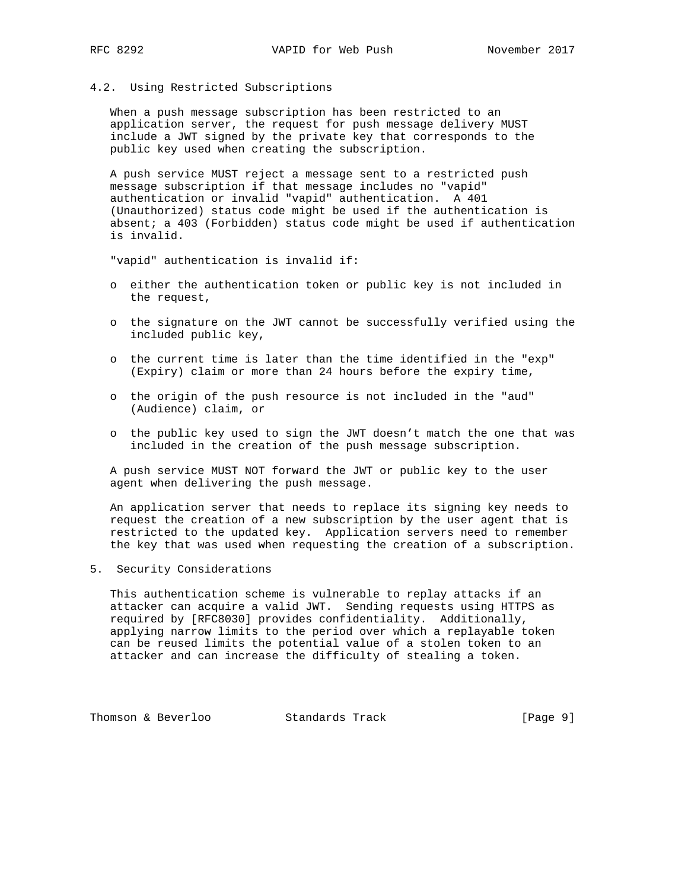### 4.2. Using Restricted Subscriptions

When a push message subscription has been restricted to an application server, the request for push message delivery MUST include a JWT signed by the private key that corresponds to the public key used when creating the subscription.

A push service MUST reject a message sent to a restricted push message subscription if that message includes no "vapid" authentication or invalid "vapid" authentication. A 401 (Unauthorized) status code might be used if the authentication is absent; a 403 (Forbidden) status code might be used if authentication is invalid.

"vapid" authentication is invalid if:

- either the authentication token or public key is not included in the request,
- the signature on the JWT cannot be successfully verified using the included public key,
- the current time is later than the time identified in the "exp" (Expiry) claim or more than 24 hours before the expiry time,
- the origin of the push resource is not included in the "aud" (Audience) claim, or
- the public key used to sign the JWT doesn't match the one that was included in the creation of the push message subscription.

A push service MUST NOT forward the JWT or public key to the user agent when delivering the push message.

An application server that needs to replace its signing key needs to request the creation of a new subscription by the user agent that is restricted to the updated key. Application servers need to remember the key that was used when requesting the creation of a subscription.

## 5. Security Considerations

This authentication scheme is vulnerable to replay attacks if an attacker can acquire a valid JWT. Sending requests using HTTPS as required by [RFC8030] provides confidentiality. Additionally, applying narrow limits to the period over which a replayable token can be reused limits the potential value of a stolen token to an attacker and can increase the difficulty of stealing a token.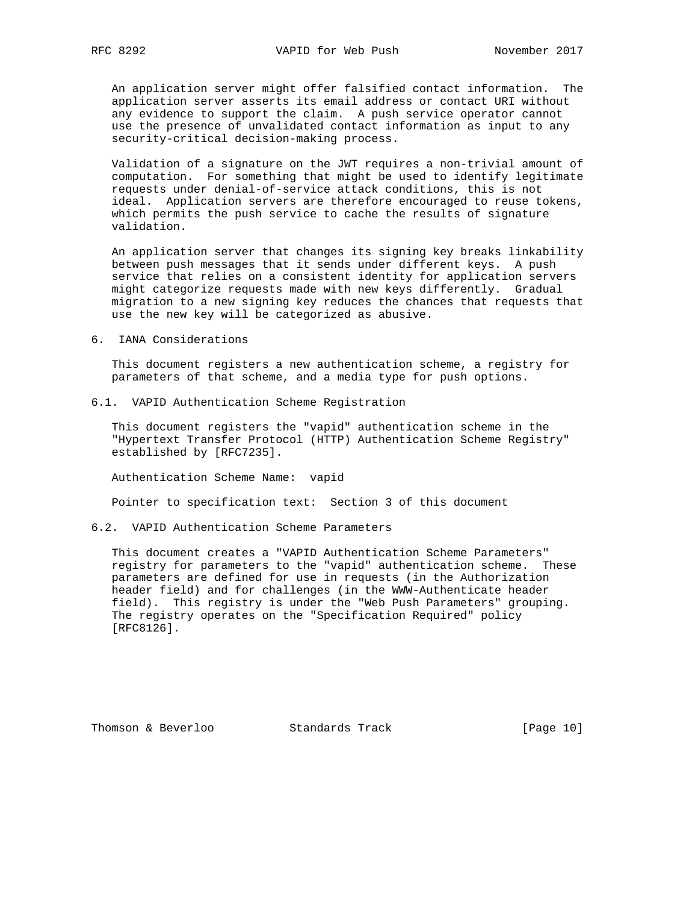An application server might offer falsified contact information. The application server asserts its email address or contact URI without any evidence to support the claim. A push service operator cannot use the presence of unvalidated contact information as input to any security-critical decision-making process.

Validation of a signature on the JWT requires a non-trivial amount of computation. For something that might be used to identify legitimate requests under denial-of-service attack conditions, this is not ideal. Application servers are therefore encouraged to reuse tokens, which permits the push service to cache the results of signature validation.

An application server that changes its signing key breaks linkability between push messages that it sends under different keys. A push service that relies on a consistent identity for application servers might categorize requests made with new keys differently. Gradual migration to a new signing key reduces the chances that requests that use the new key will be categorized as abusive.

## 6. IANA Considerations

This document registers a new authentication scheme, a registry for parameters of that scheme, and a media type for push options.

### 6.1. VAPID Authentication Scheme Registration

This document registers the "vapid" authentication scheme in the "Hypertext Transfer Protocol (HTTP) Authentication Scheme Registry" established by [RFC7235].

Authentication Scheme Name: vapid

Pointer to specification text: Section 3 of this document

### 6.2. VAPID Authentication Scheme Parameters

This document creates a "VAPID Authentication Scheme Parameters" registry for parameters to the "vapid" authentication scheme. These parameters are defined for use in requests (in the Authorization header field) and for challenges (in the WWW-Authenticate header field). This registry is under the "Web Push Parameters" grouping. The registry operates on the "Specification Required" policy [RFC8126].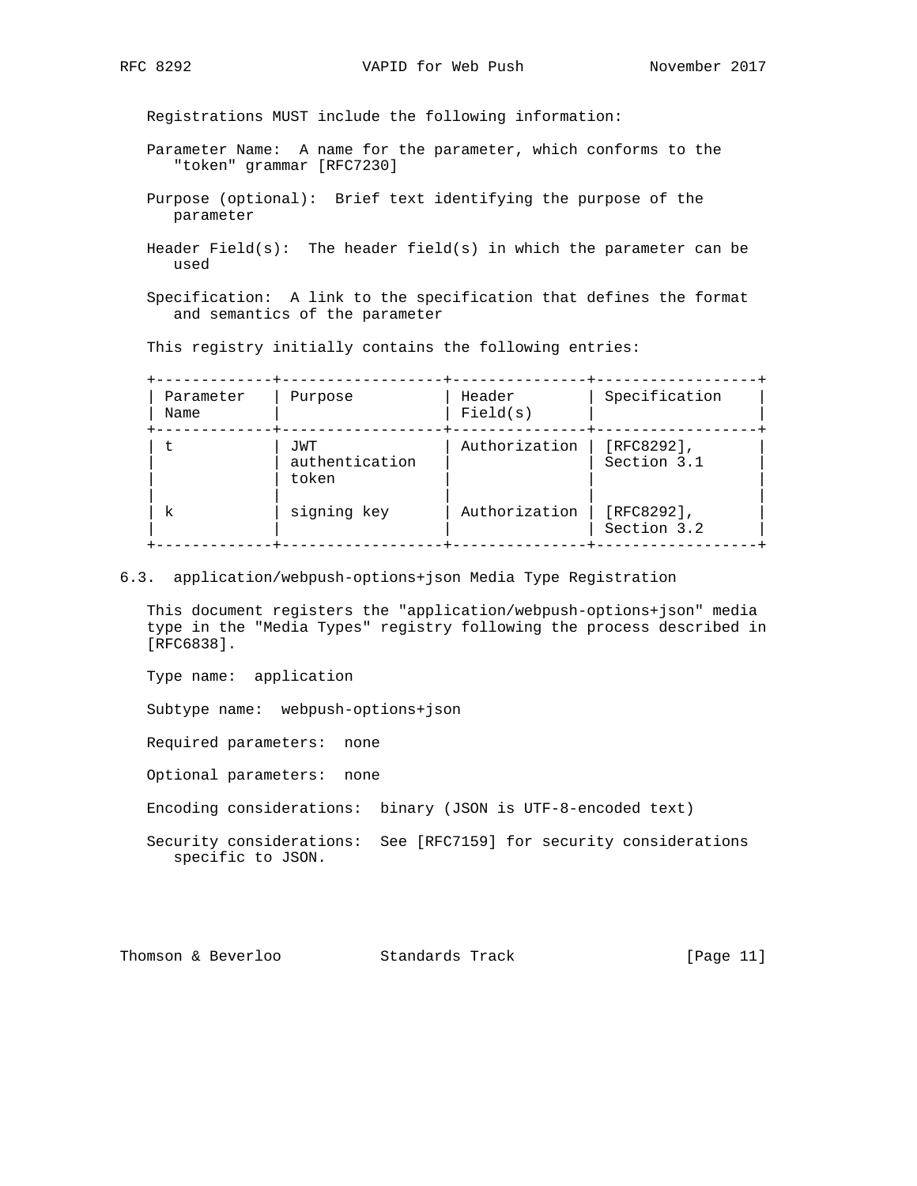Registrations MUST include the following information:

Parameter Name: A name for the parameter, which conforms to the "token" grammar [RFC7230]

Purpose (optional): Brief text identifying the purpose of the parameter

Header Field(s): The header field(s) in which the parameter can be used

Specification: A link to the specification that defines the format and semantics of the parameter

This registry initially contains the following entries:

| Parameter Name | Purpose | Header Field(s) | Specification |
|---|---|---|---|
| t | JWT authentication token | Authorization | [RFC8292], Section 3.1 |
| k | signing key | Authorization | [RFC8292], Section 3.2 |

## 6.3. application/webpush-options+json Media Type Registration

This document registers the "application/webpush-options+json" media type in the "Media Types" registry following the process described in [RFC6838].

Type name: application

Subtype name: webpush-options+json

Required parameters: none

Optional parameters: none

Encoding considerations: binary (JSON is UTF-8-encoded text)

Security considerations: See [RFC7159] for security considerations specific to JSON.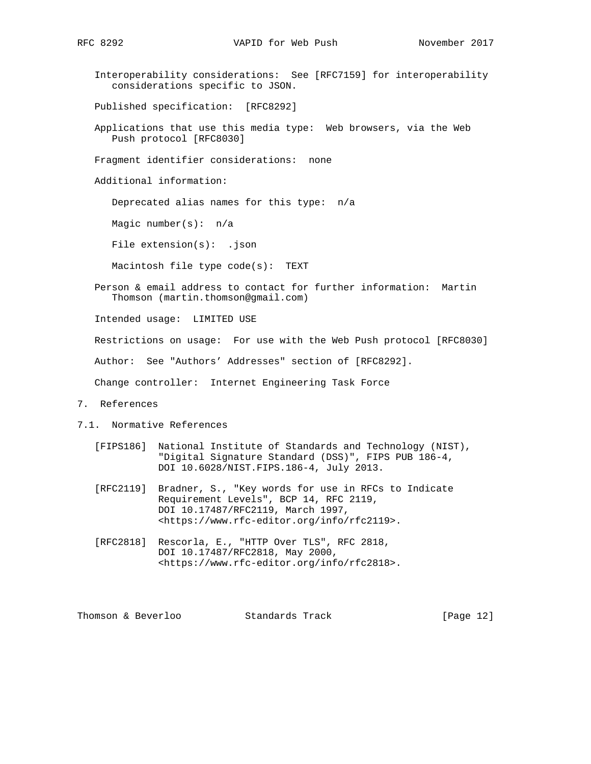Interoperability considerations: See [RFC7159] for interoperability considerations specific to JSON.

Published specification: [RFC8292]

Applications that use this media type: Web browsers, via the Web Push protocol [RFC8030]

Fragment identifier considerations: none

Additional information:

Deprecated alias names for this type: n/a

Magic number(s): n/a

File extension(s): .json

Macintosh file type code(s): TEXT

Person & email address to contact for further information: Martin Thomson (martin.thomson@gmail.com)

Intended usage: LIMITED USE

Restrictions on usage: For use with the Web Push protocol [RFC8030]

Author: See "Authors' Addresses" section of [RFC8292].

Change controller: Internet Engineering Task Force

# 7. References

## 7.1. Normative References

[FIPS186] National Institute of Standards and Technology (NIST), "Digital Signature Standard (DSS)", FIPS PUB 186-4, DOI 10.6028/NIST.FIPS.186-4, July 2013.

[RFC2119] Bradner, S., "Key words for use in RFCs to Indicate Requirement Levels", BCP 14, RFC 2119, DOI 10.17487/RFC2119, March 1997, <https://www.rfc-editor.org/info/rfc2119>.

[RFC2818] Rescorla, E., "HTTP Over TLS", RFC 2818, DOI 10.17487/RFC2818, May 2000, <https://www.rfc-editor.org/info/rfc2818>.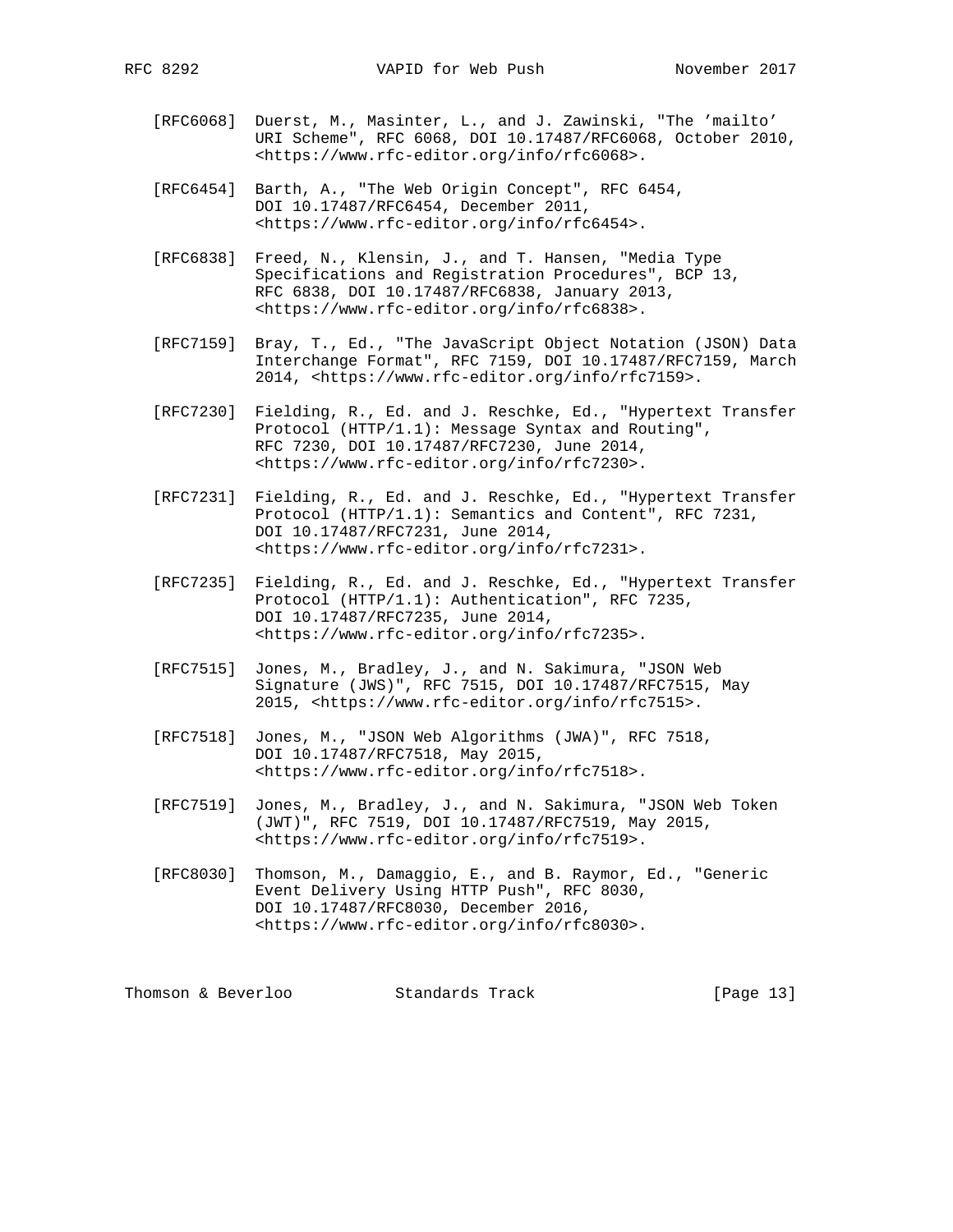[RFC6068] Duerst, M., Masinter, L., and J. Zawinski, "The 'mailto' URI Scheme", RFC 6068, DOI 10.17487/RFC6068, October 2010, <https://www.rfc-editor.org/info/rfc6068>.

[RFC6454] Barth, A., "The Web Origin Concept", RFC 6454, DOI 10.17487/RFC6454, December 2011, <https://www.rfc-editor.org/info/rfc6454>.

[RFC6838] Freed, N., Klensin, J., and T. Hansen, "Media Type Specifications and Registration Procedures", BCP 13, RFC 6838, DOI 10.17487/RFC6838, January 2013, <https://www.rfc-editor.org/info/rfc6838>.

[RFC7159] Bray, T., Ed., "The JavaScript Object Notation (JSON) Data Interchange Format", RFC 7159, DOI 10.17487/RFC7159, March 2014, <https://www.rfc-editor.org/info/rfc7159>.

[RFC7230] Fielding, R., Ed. and J. Reschke, Ed., "Hypertext Transfer Protocol (HTTP/1.1): Message Syntax and Routing", RFC 7230, DOI 10.17487/RFC7230, June 2014, <https://www.rfc-editor.org/info/rfc7230>.

[RFC7231] Fielding, R., Ed. and J. Reschke, Ed., "Hypertext Transfer Protocol (HTTP/1.1): Semantics and Content", RFC 7231, DOI 10.17487/RFC7231, June 2014, <https://www.rfc-editor.org/info/rfc7231>.

[RFC7235] Fielding, R., Ed. and J. Reschke, Ed., "Hypertext Transfer Protocol (HTTP/1.1): Authentication", RFC 7235, DOI 10.17487/RFC7235, June 2014, <https://www.rfc-editor.org/info/rfc7235>.

[RFC7515] Jones, M., Bradley, J., and N. Sakimura, "JSON Web Signature (JWS)", RFC 7515, DOI 10.17487/RFC7515, May 2015, <https://www.rfc-editor.org/info/rfc7515>.

[RFC7518] Jones, M., "JSON Web Algorithms (JWA)", RFC 7518, DOI 10.17487/RFC7518, May 2015, <https://www.rfc-editor.org/info/rfc7518>.

[RFC7519] Jones, M., Bradley, J., and N. Sakimura, "JSON Web Token (JWT)", RFC 7519, DOI 10.17487/RFC7519, May 2015, <https://www.rfc-editor.org/info/rfc7519>.

[RFC8030] Thomson, M., Damaggio, E., and B. Raymor, Ed., "Generic Event Delivery Using HTTP Push", RFC 8030, DOI 10.17487/RFC8030, December 2016, <https://www.rfc-editor.org/info/rfc8030>.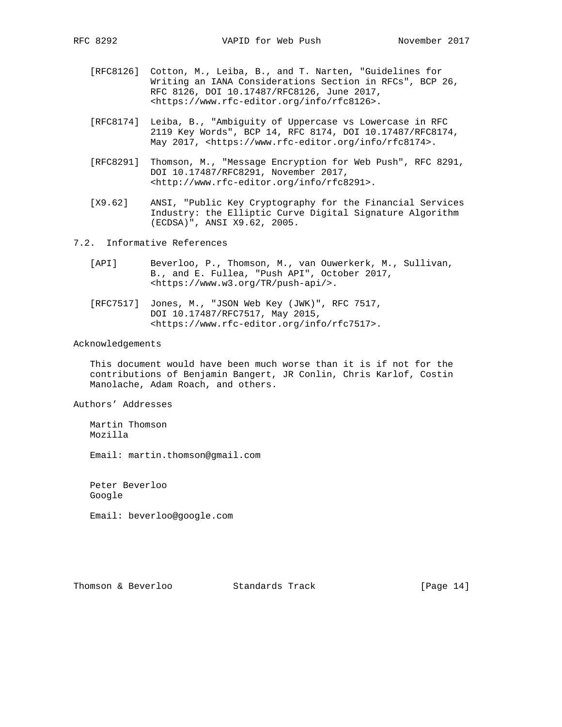[RFC8126] Cotton, M., Leiba, B., and T. Narten, "Guidelines for Writing an IANA Considerations Section in RFCs", BCP 26, RFC 8126, DOI 10.17487/RFC8126, June 2017, <https://www.rfc-editor.org/info/rfc8126>.

[RFC8174] Leiba, B., "Ambiguity of Uppercase vs Lowercase in RFC 2119 Key Words", BCP 14, RFC 8174, DOI 10.17487/RFC8174, May 2017, <https://www.rfc-editor.org/info/rfc8174>.

[RFC8291] Thomson, M., "Message Encryption for Web Push", RFC 8291, DOI 10.17487/RFC8291, November 2017, <http://www.rfc-editor.org/info/rfc8291>.

[X9.62] ANSI, "Public Key Cryptography for the Financial Services Industry: the Elliptic Curve Digital Signature Algorithm (ECDSA)", ANSI X9.62, 2005.

## 7.2. Informative References

[API] Beverloo, P., Thomson, M., van Ouwerkerk, M., Sullivan, B., and E. Fullea, "Push API", October 2017, <https://www.w3.org/TR/push-api/>.

[RFC7517] Jones, M., "JSON Web Key (JWK)", RFC 7517, DOI 10.17487/RFC7517, May 2015, <https://www.rfc-editor.org/info/rfc7517>.

## Acknowledgements

This document would have been much worse than it is if not for the contributions of Benjamin Bangert, JR Conlin, Chris Karlof, Costin Manolache, Adam Roach, and others.

## Authors' Addresses

Martin Thomson
Mozilla

Email: martin.thomson@gmail.com

Peter Beverloo
Google

Email: beverloo@google.com